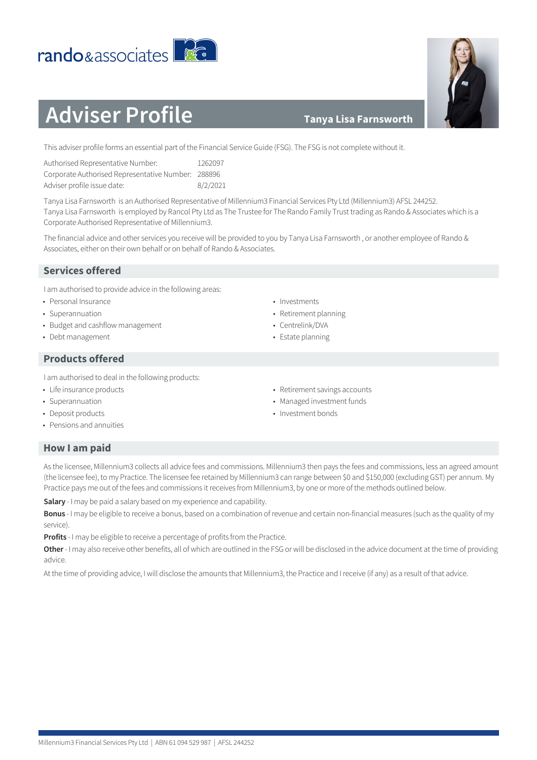rando&associates

# Adviser Profile

**Tanya Lisa Farnsworth**

This adviser profile forms an essential part of the Financial Service Guide (FSG). The FSG is not complete without it.

| | |
|---|---|
| Authorised Representative Number: | 1262097 |
| Corporate Authorised Representative Number: | 288896 |
| Adviser profile issue date: | 8/2/2021 |

Tanya Lisa Farnsworth is an Authorised Representative of Millennium3 Financial Services Pty Ltd (Millennium3) AFSL 244252.
Tanya Lisa Farnsworth is employed by Rancol Pty Ltd as The Trustee for The Rando Family Trust trading as Rando & Associates which is a Corporate Authorised Representative of Millennium3.

The financial advice and other services you receive will be provided to you by Tanya Lisa Farnsworth , or another employee of Rando & Associates, either on their own behalf or on behalf of Rando & Associates.

## Services offered

I am authorised to provide advice in the following areas:

- Personal Insurance
- Superannuation
- Budget and cashflow management
- Debt management
- Investments
- Retirement planning
- Centrelink/DVA
- Estate planning

## Products offered

I am authorised to deal in the following products:

- Life insurance products
- Superannuation
- Deposit products
- Pensions and annuities
- Retirement savings accounts
- Managed investment funds
- Investment bonds

## How I am paid

As the licensee, Millennium3 collects all advice fees and commissions. Millennium3 then pays the fees and commissions, less an agreed amount (the licensee fee), to my Practice. The licensee fee retained by Millennium3 can range between $0 and $150,000 (excluding GST) per annum. My Practice pays me out of the fees and commissions it receives from Millennium3, by one or more of the methods outlined below.

**Salary** - I may be paid a salary based on my experience and capability.

**Bonus** - I may be eligible to receive a bonus, based on a combination of revenue and certain non-financial measures (such as the quality of my service).

**Profits** - I may be eligible to receive a percentage of profits from the Practice.

**Other** - I may also receive other benefits, all of which are outlined in the FSG or will be disclosed in the advice document at the time of providing advice.

At the time of providing advice, I will disclose the amounts that Millennium3, the Practice and I receive (if any) as a result of that advice.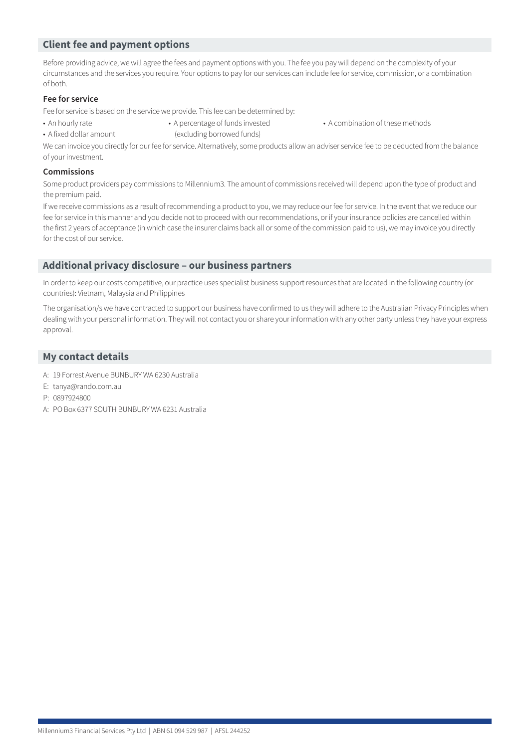## Client fee and payment options

Before providing advice, we will agree the fees and payment options with you. The fee you pay will depend on the complexity of your circumstances and the services you require. Your options to pay for our services can include fee for service, commission, or a combination of both.

### Fee for service

Fee for service is based on the service we provide. This fee can be determined by:

- An hourly rate
- A fixed dollar amount
- A percentage of funds invested (excluding borrowed funds)
- A combination of these methods

We can invoice you directly for our fee for service. Alternatively, some products allow an adviser service fee to be deducted from the balance of your investment.

### Commissions

Some product providers pay commissions to Millennium3. The amount of commissions received will depend upon the type of product and the premium paid.

If we receive commissions as a result of recommending a product to you, we may reduce our fee for service. In the event that we reduce our fee for service in this manner and you decide not to proceed with our recommendations, or if your insurance policies are cancelled within the first 2 years of acceptance (in which case the insurer claims back all or some of the commission paid to us), we may invoice you directly for the cost of our service.

## Additional privacy disclosure – our business partners

In order to keep our costs competitive, our practice uses specialist business support resources that are located in the following country (or countries): Vietnam, Malaysia and Philippines

The organisation/s we have contracted to support our business have confirmed to us they will adhere to the Australian Privacy Principles when dealing with your personal information. They will not contact you or share your information with any other party unless they have your express approval.

## My contact details

A: 19 Forrest Avenue BUNBURY WA 6230 Australia
E: tanya@rando.com.au
P: 0897924800
A: PO Box 6377 SOUTH BUNBURY WA 6231 Australia

Millennium3 Financial Services Pty Ltd | ABN 61 094 529 987 | AFSL 244252